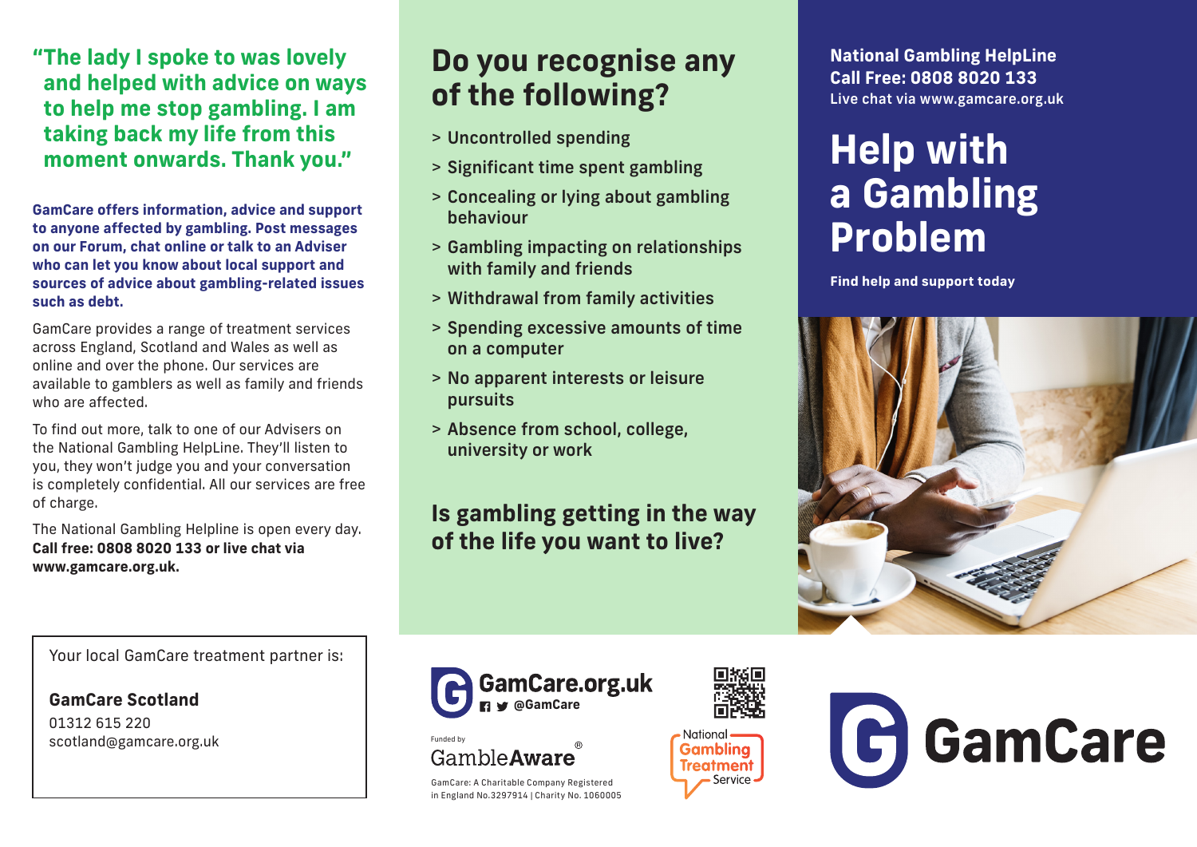**"The lady I spoke to was lovely and helped with advice on ways to help me stop gambling. I am taking back my life from this moment onwards. Thank you."**

**GamCare offers information, advice and support to anyone affected by gambling. Post messages on our Forum, chat online or talk to an Adviser who can let you know about local support and sources of advice about gambling-related issues such as debt.**

GamCare provides a range of treatment services across England, Scotland and Wales as well as online and over the phone. Our services are available to gamblers as well as family and friends who are affected.

To find out more, talk to one of our Advisers on the National Gambling HelpLine. They'll listen to you, they won't judge you and your conversation is completely confidential. All our services are free of charge.

The National Gambling Helpline is open every day. **Call free: 0808 8020 133 or live chat via www.gamcare.org.uk.**

Your local GamCare treatment partner is:

**GamCare Scotland**
01312 615 220
scotland@gamcare.org.uk

## Do you recognise any of the following?

- Uncontrolled spending
- Significant time spent gambling
- Concealing or lying about gambling behaviour
- Gambling impacting on relationships with family and friends
- Withdrawal from family activities
- Spending excessive amounts of time on a computer
- No apparent interests or leisure pursuits
- Absence from school, college, university or work

## Is gambling getting in the way of the life you want to live?

GamCare.org.uk
@GamCare

Funded by GambleAware®

GamCare: A Charitable Company Registered in England No.3297914 | Charity No. 1060005

National Gambling Treatment Service

**National Gambling HelpLine**
**Call Free: 0808 8020 133**
**Live chat via www.gamcare.org.uk**

# Help with a Gambling Problem

**Find help and support today**

GamCare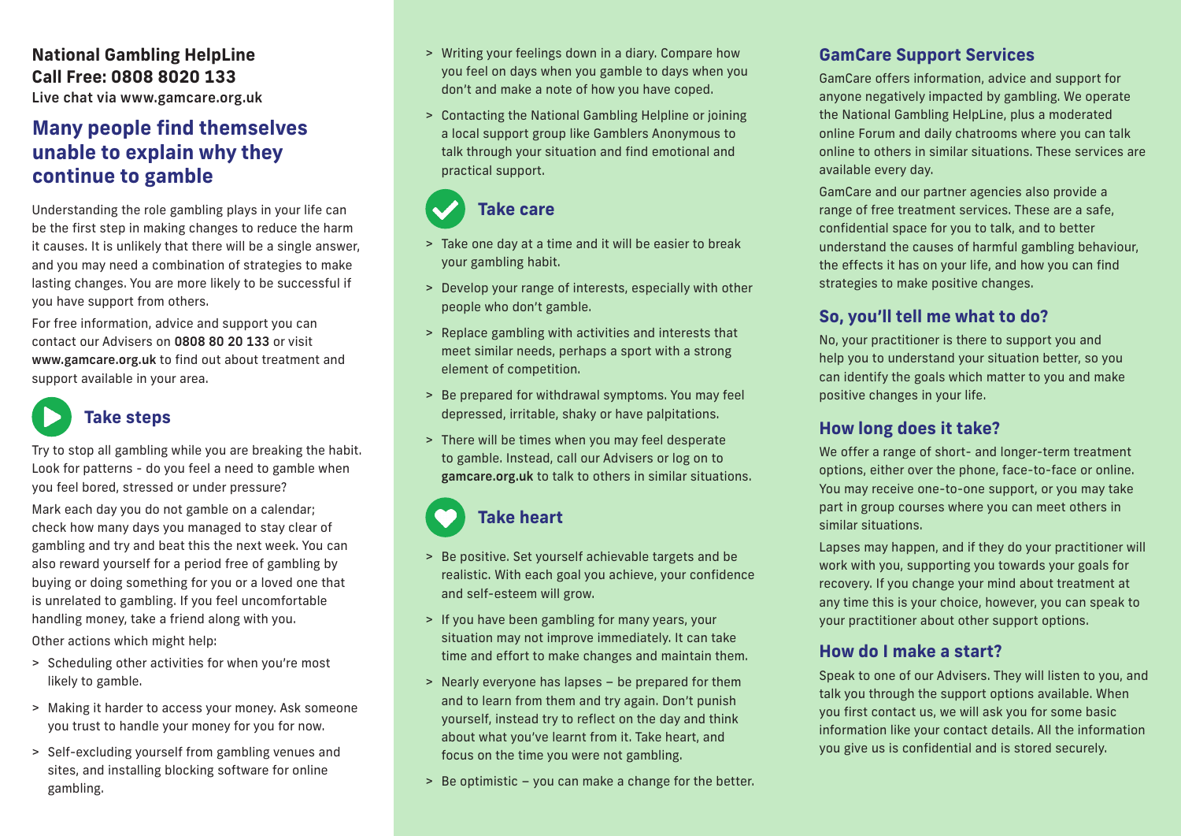**National Gambling HelpLine**
**Call Free: 0808 8020 133**
**Live chat via www.gamcare.org.uk**

## Many people find themselves unable to explain why they continue to gamble

Understanding the role gambling plays in your life can be the first step in making changes to reduce the harm it causes. It is unlikely that there will be a single answer, and you may need a combination of strategies to make lasting changes. You are more likely to be successful if you have support from others.

For free information, advice and support you can contact our Advisers on **0808 80 20 133** or visit **www.gamcare.org.uk** to find out about treatment and support available in your area.

### Take steps

Try to stop all gambling while you are breaking the habit. Look for patterns - do you feel a need to gamble when you feel bored, stressed or under pressure?

Mark each day you do not gamble on a calendar; check how many days you managed to stay clear of gambling and try and beat this the next week. You can also reward yourself for a period free of gambling by buying or doing something for you or a loved one that is unrelated to gambling. If you feel uncomfortable handling money, take a friend along with you.

Other actions which might help:

> Scheduling other activities for when you're most likely to gamble.

> Making it harder to access your money. Ask someone you trust to handle your money for you for now.

> Self-excluding yourself from gambling venues and sites, and installing blocking software for online gambling.

> Writing your feelings down in a diary. Compare how you feel on days when you gamble to days when you don't and make a note of how you have coped.

> Contacting the National Gambling Helpline or joining a local support group like Gamblers Anonymous to talk through your situation and find emotional and practical support.

### Take care

> Take one day at a time and it will be easier to break your gambling habit.

> Develop your range of interests, especially with other people who don't gamble.

> Replace gambling with activities and interests that meet similar needs, perhaps a sport with a strong element of competition.

> Be prepared for withdrawal symptoms. You may feel depressed, irritable, shaky or have palpitations.

> There will be times when you may feel desperate to gamble. Instead, call our Advisers or log on to **gamcare.org.uk** to talk to others in similar situations.

### Take heart

> Be positive. Set yourself achievable targets and be realistic. With each goal you achieve, your confidence and self-esteem will grow.

> If you have been gambling for many years, your situation may not improve immediately. It can take time and effort to make changes and maintain them.

> Nearly everyone has lapses – be prepared for them and to learn from them and try again. Don't punish yourself, instead try to reflect on the day and think about what you've learnt from it. Take heart, and focus on the time you were not gambling.

> Be optimistic – you can make a change for the better.

### GamCare Support Services

GamCare offers information, advice and support for anyone negatively impacted by gambling. We operate the National Gambling HelpLine, plus a moderated online Forum and daily chatrooms where you can talk online to others in similar situations. These services are available every day.

GamCare and our partner agencies also provide a range of free treatment services. These are a safe, confidential space for you to talk, and to better understand the causes of harmful gambling behaviour, the effects it has on your life, and how you can find strategies to make positive changes.

### So, you'll tell me what to do?

No, your practitioner is there to support you and help you to understand your situation better, so you can identify the goals which matter to you and make positive changes in your life.

### How long does it take?

We offer a range of short- and longer-term treatment options, either over the phone, face-to-face or online. You may receive one-to-one support, or you may take part in group courses where you can meet others in similar situations.

Lapses may happen, and if they do your practitioner will work with you, supporting you towards your goals for recovery. If you change your mind about treatment at any time this is your choice, however, you can speak to your practitioner about other support options.

### How do I make a start?

Speak to one of our Advisers. They will listen to you, and talk you through the support options available. When you first contact us, we will ask you for some basic information like your contact details. All the information you give us is confidential and is stored securely.